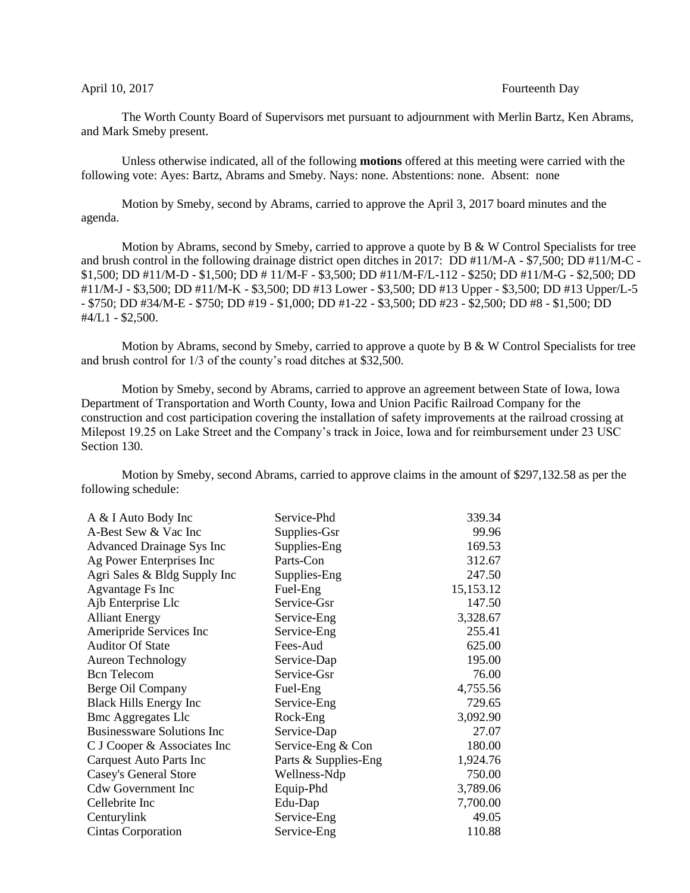April 10, 2017 Fourteenth Day

The Worth County Board of Supervisors met pursuant to adjournment with Merlin Bartz, Ken Abrams, and Mark Smeby present.

Unless otherwise indicated, all of the following **motions** offered at this meeting were carried with the following vote: Ayes: Bartz, Abrams and Smeby. Nays: none. Abstentions: none. Absent: none

Motion by Smeby, second by Abrams, carried to approve the April 3, 2017 board minutes and the agenda.

Motion by Abrams, second by Smeby, carried to approve a quote by B & W Control Specialists for tree and brush control in the following drainage district open ditches in 2017: DD #11/M-A - $7,500; DD #11/M-C - $1,500; DD #11/M-D - $1,500; DD # 11/M-F - $3,500; DD #11/M-F/L-112 - $250; DD #11/M-G - $2,500; DD #11/M-J - $3,500; DD #11/M-K - $3,500; DD #13 Lower - $3,500; DD #13 Upper - $3,500; DD #13 Upper/L-5 - $750; DD #34/M-E - $750; DD #19 - $1,000; DD #1-22 - $3,500; DD #23 - $2,500; DD #8 - $1,500; DD #4/L1 - $2,500.

Motion by Abrams, second by Smeby, carried to approve a quote by B & W Control Specialists for tree and brush control for 1/3 of the county's road ditches at $32,500.

Motion by Smeby, second by Abrams, carried to approve an agreement between State of Iowa, Iowa Department of Transportation and Worth County, Iowa and Union Pacific Railroad Company for the construction and cost participation covering the installation of safety improvements at the railroad crossing at Milepost 19.25 on Lake Street and the Company's track in Joice, Iowa and for reimbursement under 23 USC Section 130.

Motion by Smeby, second Abrams, carried to approve claims in the amount of $297,132.58 as per the following schedule:

| | | |
|---|---|---|
| A & I Auto Body Inc | Service-Phd | 339.34 |
| A-Best Sew & Vac Inc | Supplies-Gsr | 99.96 |
| Advanced Drainage Sys Inc | Supplies-Eng | 169.53 |
| Ag Power Enterprises Inc | Parts-Con | 312.67 |
| Agri Sales & Bldg Supply Inc | Supplies-Eng | 247.50 |
| Agvantage Fs Inc | Fuel-Eng | 15,153.12 |
| Ajb Enterprise Llc | Service-Gsr | 147.50 |
| Alliant Energy | Service-Eng | 3,328.67 |
| Ameripride Services Inc | Service-Eng | 255.41 |
| Auditor Of State | Fees-Aud | 625.00 |
| Aureon Technology | Service-Dap | 195.00 |
| Bcn Telecom | Service-Gsr | 76.00 |
| Berge Oil Company | Fuel-Eng | 4,755.56 |
| Black Hills Energy Inc | Service-Eng | 729.65 |
| Bmc Aggregates Llc | Rock-Eng | 3,092.90 |
| Businessware Solutions Inc | Service-Dap | 27.07 |
| C J Cooper & Associates Inc | Service-Eng & Con | 180.00 |
| Carquest Auto Parts Inc | Parts & Supplies-Eng | 1,924.76 |
| Casey's General Store | Wellness-Ndp | 750.00 |
| Cdw Government Inc | Equip-Phd | 3,789.06 |
| Cellebrite Inc | Edu-Dap | 7,700.00 |
| Centurylink | Service-Eng | 49.05 |
| Cintas Corporation | Service-Eng | 110.88 |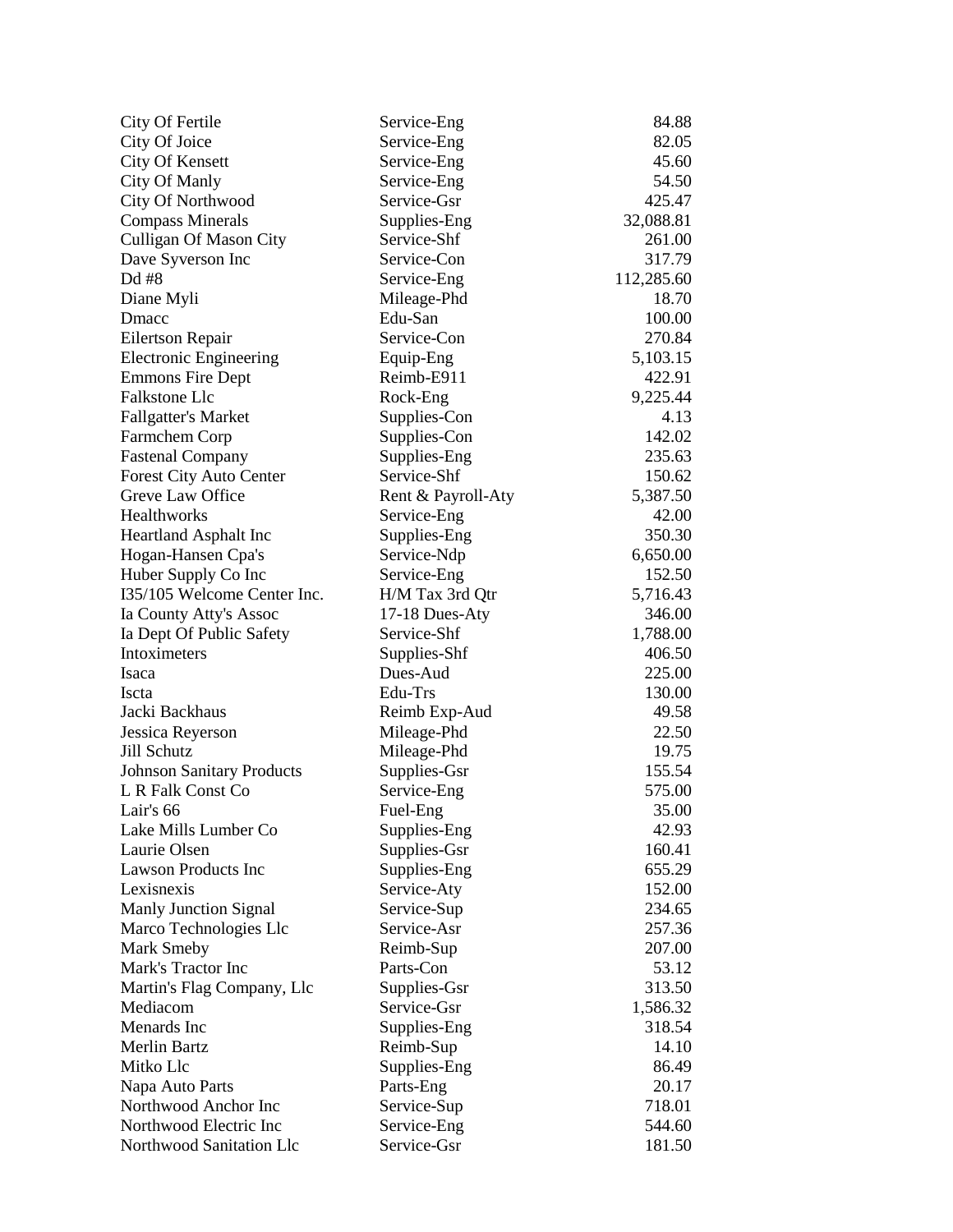| | | |
|---|---|---|
| City Of Fertile | Service-Eng | 84.88 |
| City Of Joice | Service-Eng | 82.05 |
| City Of Kensett | Service-Eng | 45.60 |
| City Of Manly | Service-Eng | 54.50 |
| City Of Northwood | Service-Gsr | 425.47 |
| Compass Minerals | Supplies-Eng | 32,088.81 |
| Culligan Of Mason City | Service-Shf | 261.00 |
| Dave Syverson Inc | Service-Con | 317.79 |
| Dd #8 | Service-Eng | 112,285.60 |
| Diane Myli | Mileage-Phd | 18.70 |
| Dmacc | Edu-San | 100.00 |
| Eilertson Repair | Service-Con | 270.84 |
| Electronic Engineering | Equip-Eng | 5,103.15 |
| Emmons Fire Dept | Reimb-E911 | 422.91 |
| Falkstone Llc | Rock-Eng | 9,225.44 |
| Fallgatter's Market | Supplies-Con | 4.13 |
| Farmchem Corp | Supplies-Con | 142.02 |
| Fastenal Company | Supplies-Eng | 235.63 |
| Forest City Auto Center | Service-Shf | 150.62 |
| Greve Law Office | Rent & Payroll-Aty | 5,387.50 |
| Healthworks | Service-Eng | 42.00 |
| Heartland Asphalt Inc | Supplies-Eng | 350.30 |
| Hogan-Hansen Cpa's | Service-Ndp | 6,650.00 |
| Huber Supply Co Inc | Service-Eng | 152.50 |
| I35/105 Welcome Center Inc. | H/M Tax 3rd Qtr | 5,716.43 |
| Ia County Atty's Assoc | 17-18 Dues-Aty | 346.00 |
| Ia Dept Of Public Safety | Service-Shf | 1,788.00 |
| Intoximeters | Supplies-Shf | 406.50 |
| Isaca | Dues-Aud | 225.00 |
| Iscta | Edu-Trs | 130.00 |
| Jacki Backhaus | Reimb Exp-Aud | 49.58 |
| Jessica Reyerson | Mileage-Phd | 22.50 |
| Jill Schutz | Mileage-Phd | 19.75 |
| Johnson Sanitary Products | Supplies-Gsr | 155.54 |
| L R Falk Const Co | Service-Eng | 575.00 |
| Lair's 66 | Fuel-Eng | 35.00 |
| Lake Mills Lumber Co | Supplies-Eng | 42.93 |
| Laurie Olsen | Supplies-Gsr | 160.41 |
| Lawson Products Inc | Supplies-Eng | 655.29 |
| Lexisnexis | Service-Aty | 152.00 |
| Manly Junction Signal | Service-Sup | 234.65 |
| Marco Technologies Llc | Service-Asr | 257.36 |
| Mark Smeby | Reimb-Sup | 207.00 |
| Mark's Tractor Inc | Parts-Con | 53.12 |
| Martin's Flag Company, Llc | Supplies-Gsr | 313.50 |
| Mediacom | Service-Gsr | 1,586.32 |
| Menards Inc | Supplies-Eng | 318.54 |
| Merlin Bartz | Reimb-Sup | 14.10 |
| Mitko Llc | Supplies-Eng | 86.49 |
| Napa Auto Parts | Parts-Eng | 20.17 |
| Northwood Anchor Inc | Service-Sup | 718.01 |
| Northwood Electric Inc | Service-Eng | 544.60 |
| Northwood Sanitation Llc | Service-Gsr | 181.50 |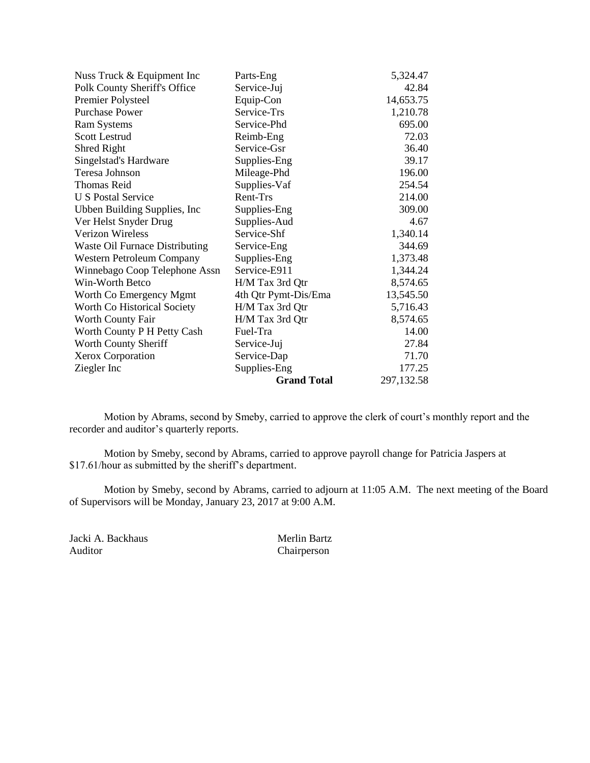| | | |
|---|---|---|
| Nuss Truck & Equipment Inc | Parts-Eng | 5,324.47 |
| Polk County Sheriff's Office | Service-Juj | 42.84 |
| Premier Polysteel | Equip-Con | 14,653.75 |
| Purchase Power | Service-Trs | 1,210.78 |
| Ram Systems | Service-Phd | 695.00 |
| Scott Lestrud | Reimb-Eng | 72.03 |
| Shred Right | Service-Gsr | 36.40 |
| Singelstad's Hardware | Supplies-Eng | 39.17 |
| Teresa Johnson | Mileage-Phd | 196.00 |
| Thomas Reid | Supplies-Vaf | 254.54 |
| U S Postal Service | Rent-Trs | 214.00 |
| Ubben Building Supplies, Inc | Supplies-Eng | 309.00 |
| Ver Helst Snyder Drug | Supplies-Aud | 4.67 |
| Verizon Wireless | Service-Shf | 1,340.14 |
| Waste Oil Furnace Distributing | Service-Eng | 344.69 |
| Western Petroleum Company | Supplies-Eng | 1,373.48 |
| Winnebago Coop Telephone Assn | Service-E911 | 1,344.24 |
| Win-Worth Betco | H/M Tax 3rd Qtr | 8,574.65 |
| Worth Co Emergency Mgmt | 4th Qtr Pymt-Dis/Ema | 13,545.50 |
| Worth Co Historical Society | H/M Tax 3rd Qtr | 5,716.43 |
| Worth County Fair | H/M Tax 3rd Qtr | 8,574.65 |
| Worth County P H Petty Cash | Fuel-Tra | 14.00 |
| Worth County Sheriff | Service-Juj | 27.84 |
| Xerox Corporation | Service-Dap | 71.70 |
| Ziegler Inc | Supplies-Eng | 177.25 |
| | **Grand Total** | 297,132.58 |

Motion by Abrams, second by Smeby, carried to approve the clerk of court's monthly report and the recorder and auditor's quarterly reports.

Motion by Smeby, second by Abrams, carried to approve payroll change for Patricia Jaspers at $17.61/hour as submitted by the sheriff's department.

Motion by Smeby, second by Abrams, carried to adjourn at 11:05 A.M. The next meeting of the Board of Supervisors will be Monday, January 23, 2017 at 9:00 A.M.

Jacki A. Backhaus
Auditor

Merlin Bartz
Chairperson